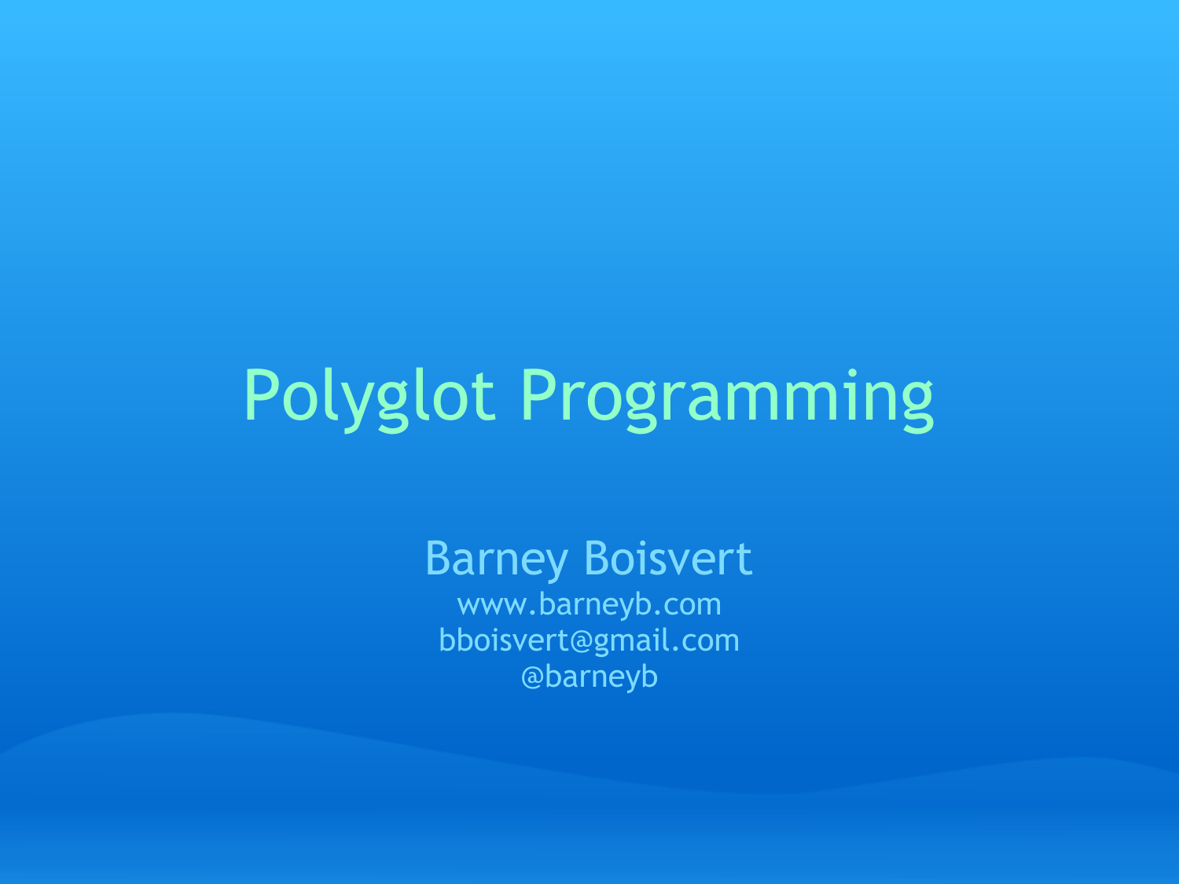# Polyglot Programming

Barney Boisvert

www.barneyb.com

bboisvert@gmail.com

@barneyb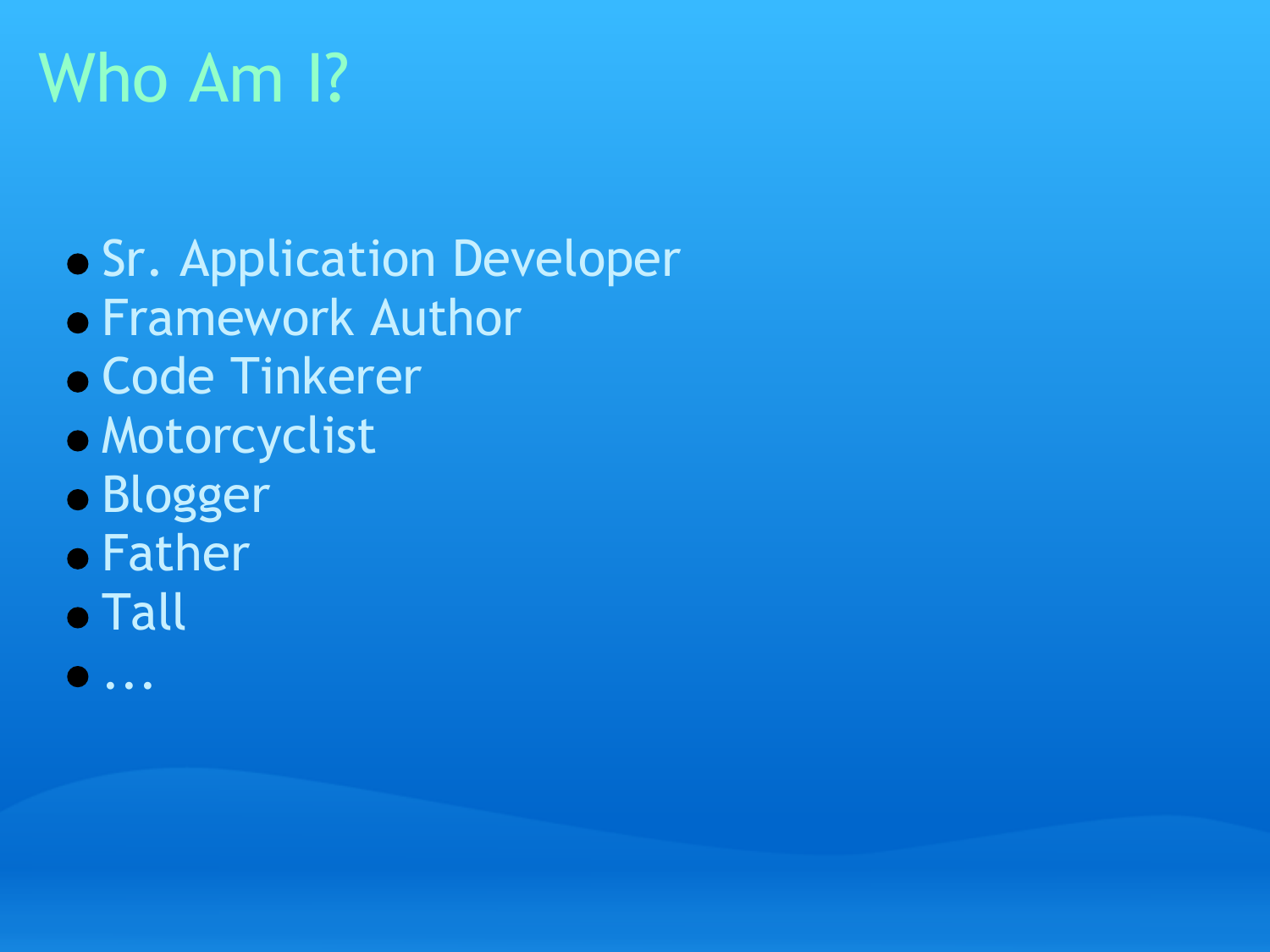# Who Am I?

- Sr. Application Developer
- Framework Author
- Code Tinkerer
- Motorcyclist
- Blogger
- Father
- Tall
- ...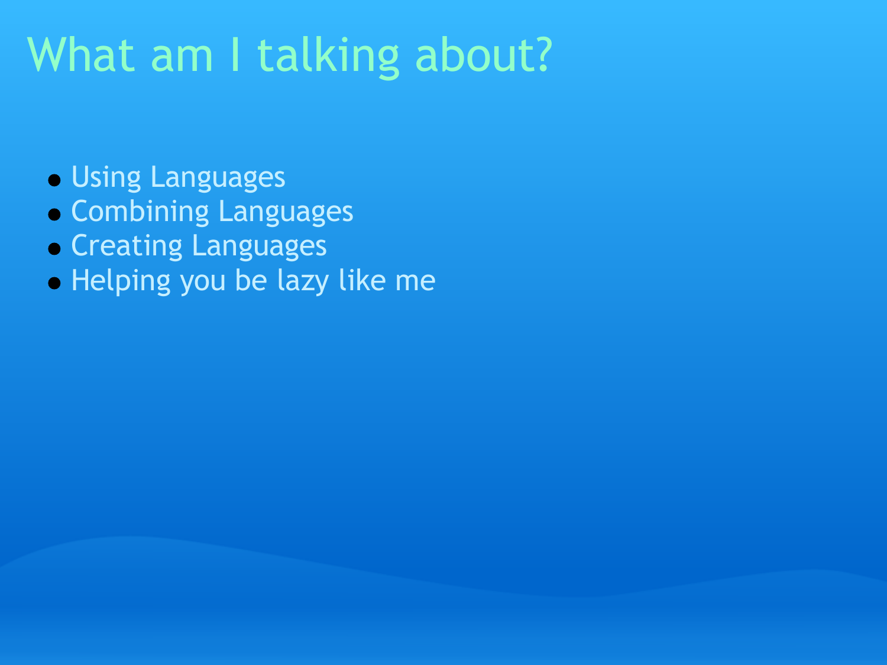# What am I talking about?

- Using Languages
- Combining Languages
- Creating Languages
- Helping you be lazy like me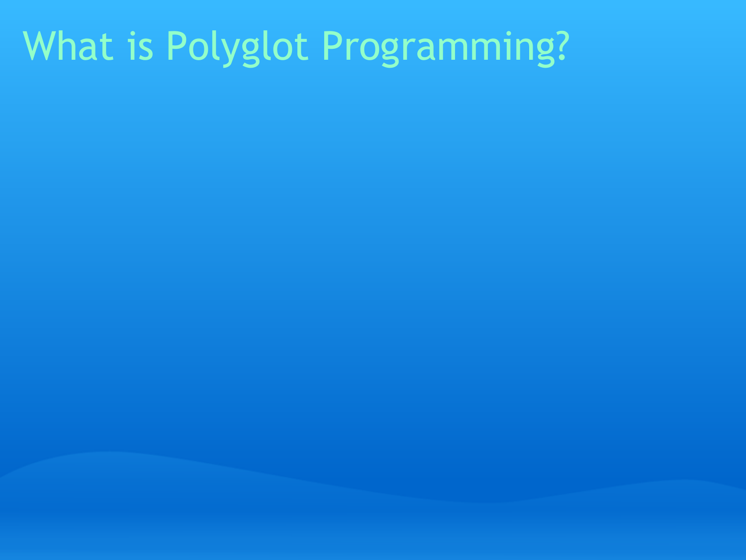# What is Polyglot Programming?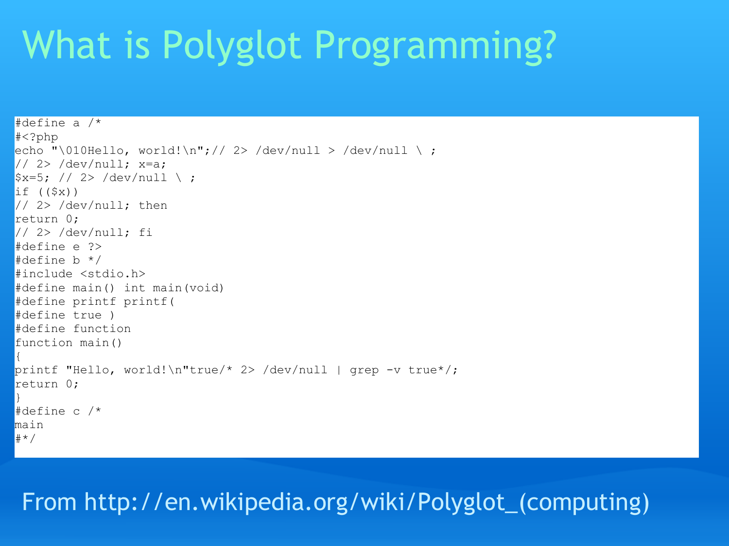# What is Polyglot Programming?

```
#define a /*
#<?php
echo "\010Hello, world!\n";// 2> /dev/null > /dev/null \ ;
// 2> /dev/null; x=a;
$x=5; // 2> /dev/null \ ;
if (($x))
// 2> /dev/null; then
return 0;
// 2> /dev/null; fi
#define e ?>
#define b */
#include <stdio.h>
#define main() int main(void)
#define printf printf(
#define true )
#define function
function main()
{
printf "Hello, world!\n"true/* 2> /dev/null | grep -v true*/;
return 0;
}
#define c /*
main
#*/
```

From http://en.wikipedia.org/wiki/Polyglot_(computing)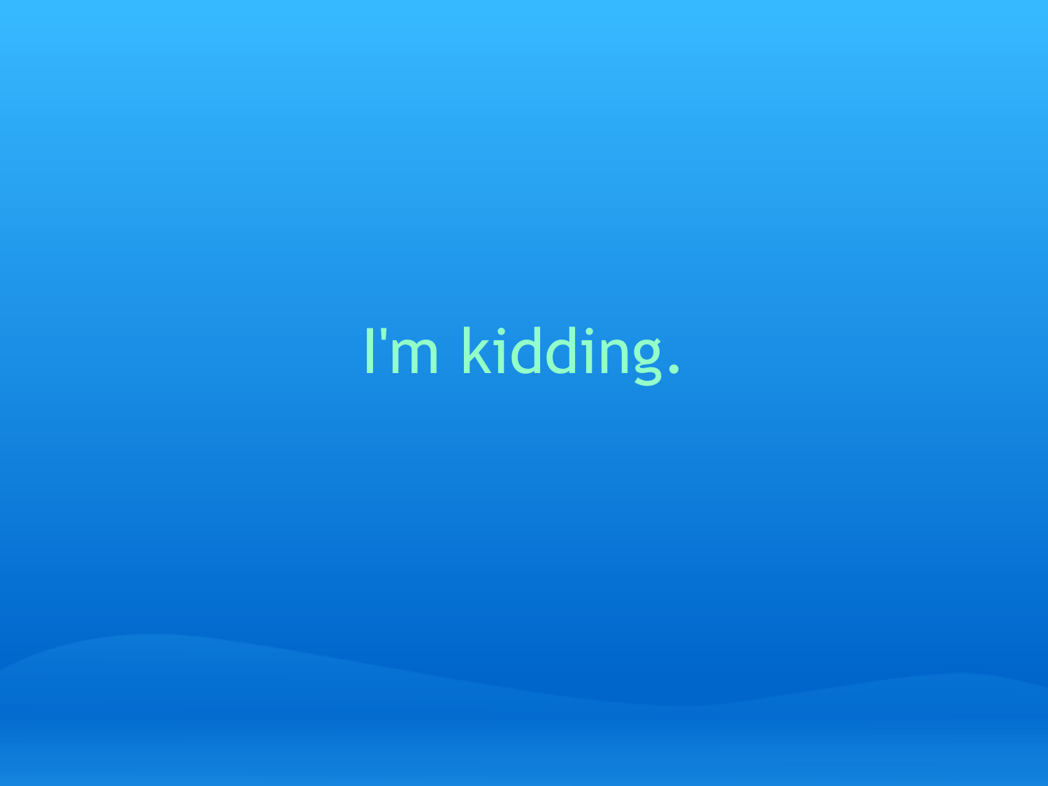I'm kidding.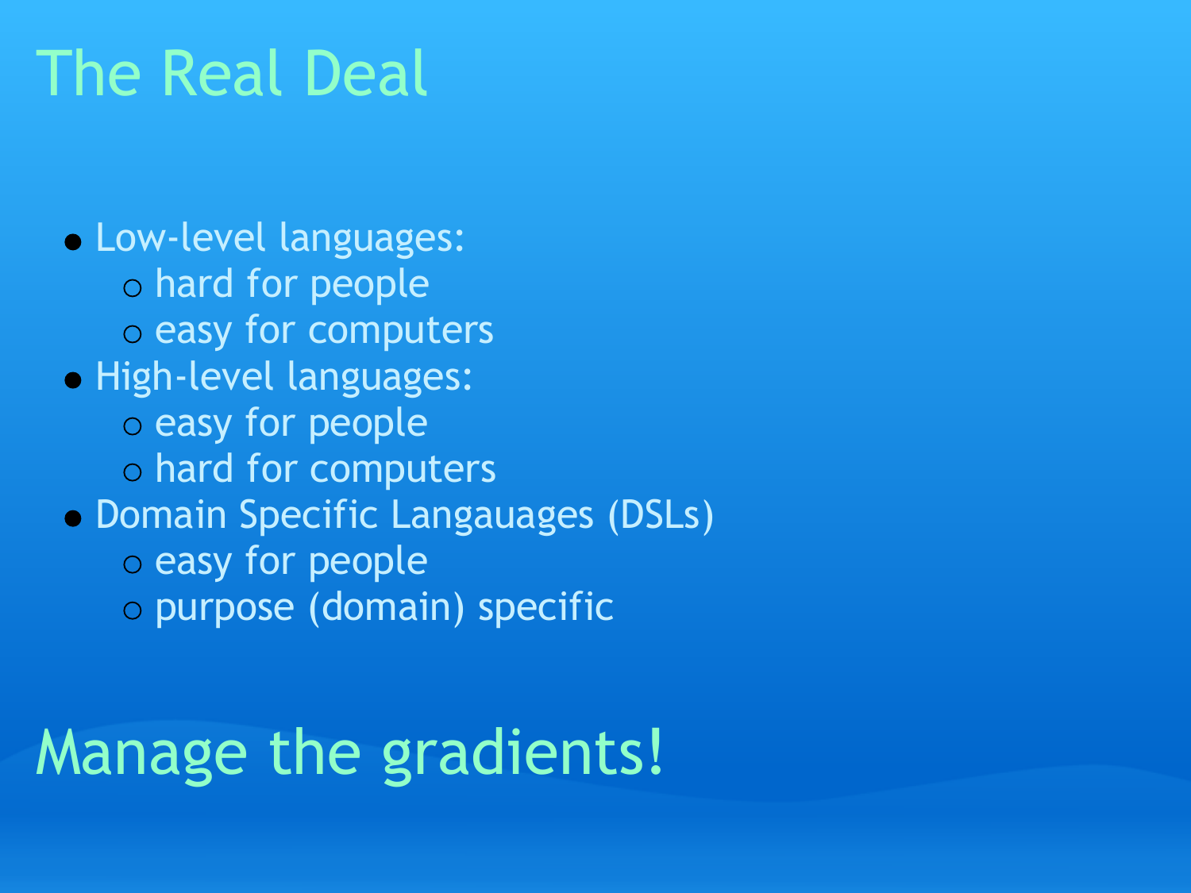# The Real Deal

- Low-level languages:
  - hard for people
  - easy for computers
- High-level languages:
  - easy for people
  - hard for computers
- Domain Specific Langauages (DSLs)
  - easy for people
  - purpose (domain) specific

# Manage the gradients!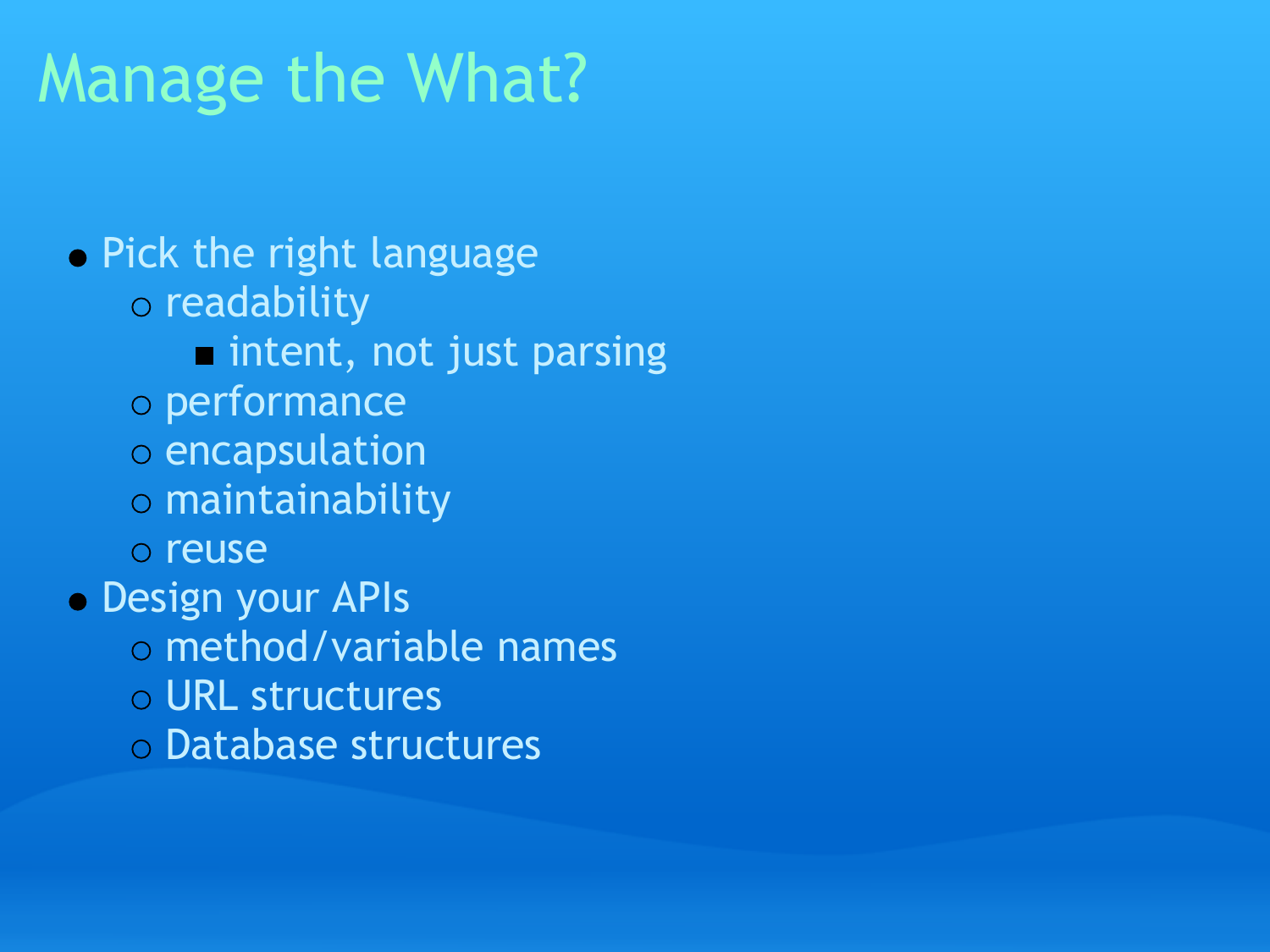# Manage the What?

- Pick the right language
  - readability
    - intent, not just parsing
  - performance
  - encapsulation
  - maintainability
  - reuse
- Design your APIs
  - method/variable names
  - URL structures
  - Database structures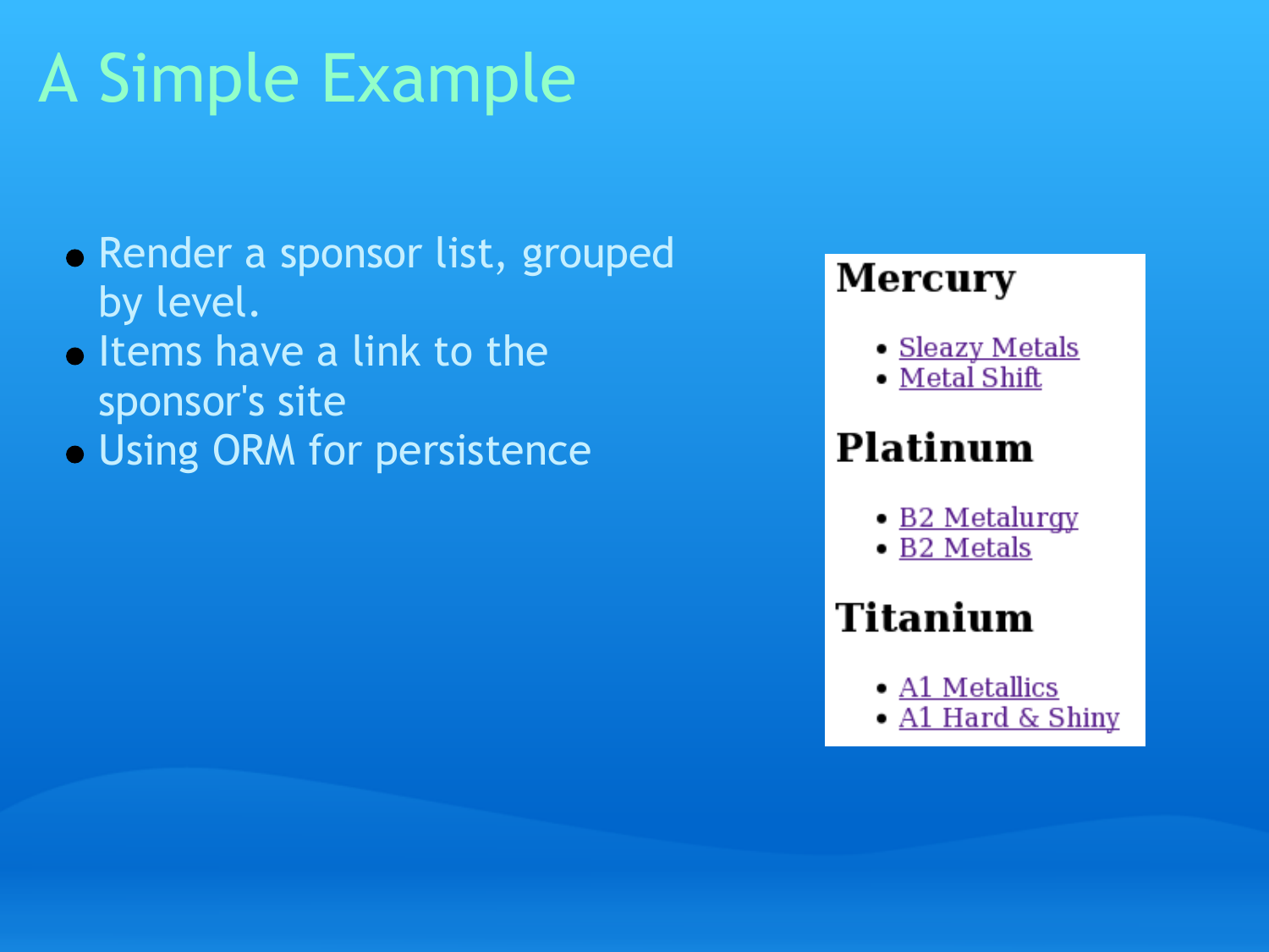# A Simple Example

- Render a sponsor list, grouped by level.
- Items have a link to the sponsor's site
- Using ORM for persistence

## Mercury

- Sleazy Metals
- Metal Shift

## Platinum

- B2 Metalurgy
- B2 Metals

## Titanium

- A1 Metallics
- A1 Hard & Shiny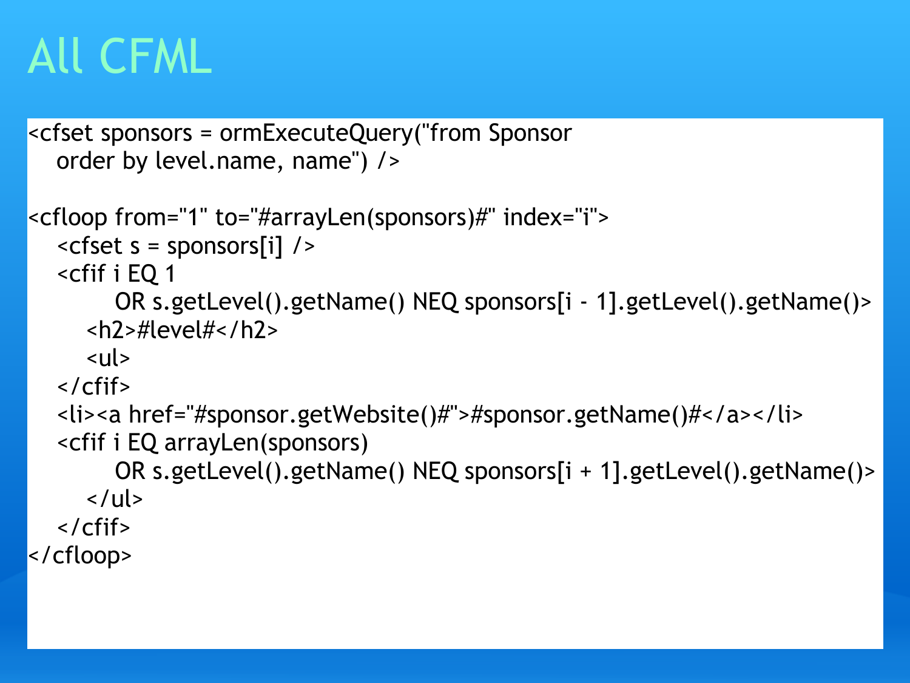# All CFML

```
<cfset sponsors = ormExecuteQuery("from Sponsor
   order by level.name, name") />

<cfloop from="1" to="#arrayLen(sponsors)#" index="i">
   <cfset s = sponsors[i] />
   <cfif i EQ 1
         OR s.getLevel().getName() NEQ sponsors[i - 1].getLevel().getName()>
      <h2>#level#</h2>
      <ul>
   </cfif>
   <li><a href="#sponsor.getWebsite()#">#sponsor.getName()#</a></li>
   <cfif i EQ arrayLen(sponsors)
         OR s.getLevel().getName() NEQ sponsors[i + 1].getLevel().getName()>
      </ul>
   </cfif>
</cfloop>
```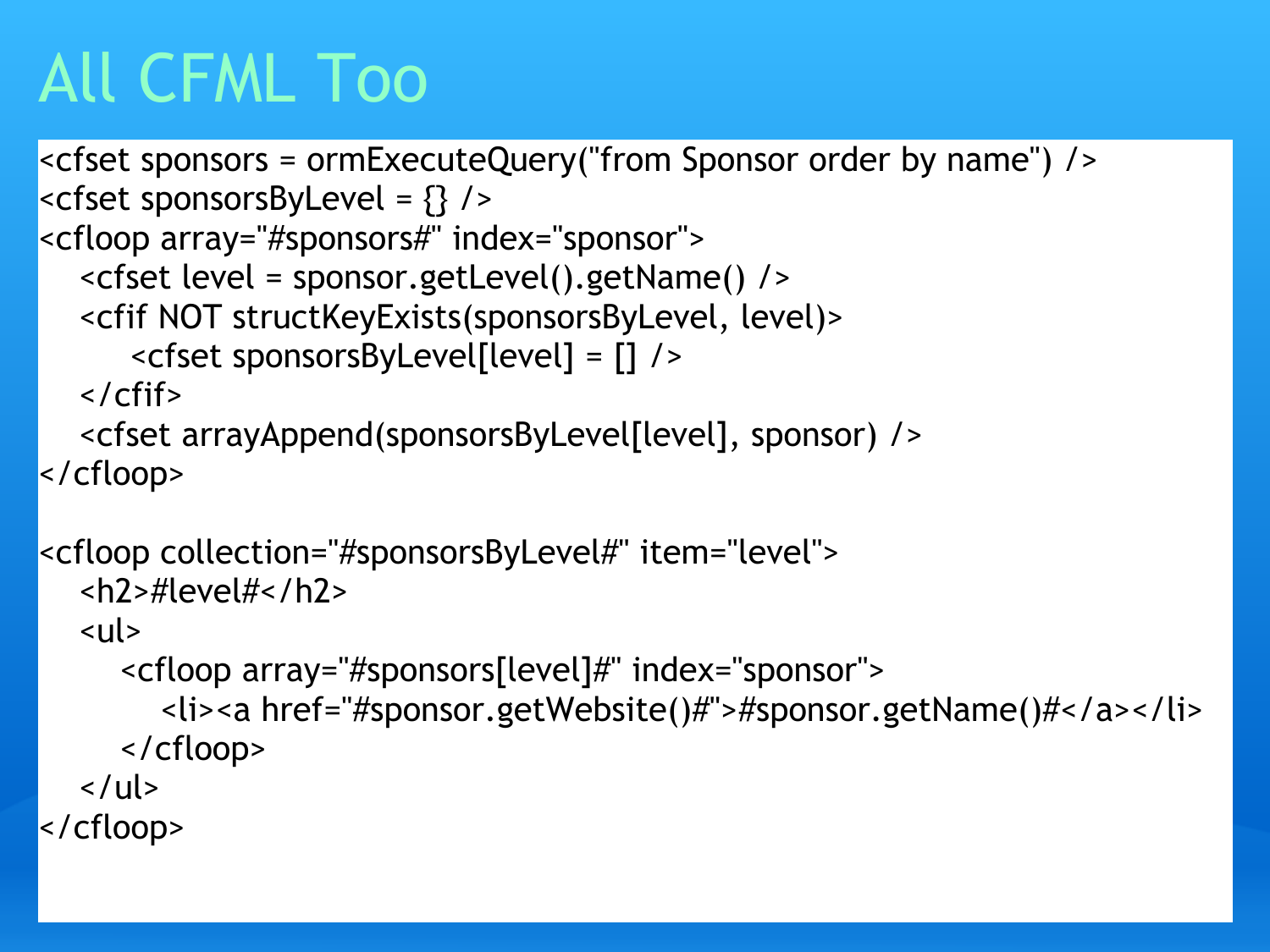# All CFML Too

```
<cfset sponsors = ormExecuteQuery("from Sponsor order by name") />
<cfset sponsorsByLevel = {} />
<cfloop array="#sponsors#" index="sponsor">
    <cfset level = sponsor.getLevel().getName() />
    <cfif NOT structKeyExists(sponsorsByLevel, level)>
        <cfset sponsorsByLevel[level] = [] />
    </cfif>
    <cfset arrayAppend(sponsorsByLevel[level], sponsor) />
</cfloop>

<cfloop collection="#sponsorsByLevel#" item="level">
    <h2>#level#</h2>
    <ul>
        <cfloop array="#sponsors[level]#" index="sponsor">
            <li><a href="#sponsor.getWebsite()#">#sponsor.getName()#</a></li>
        </cfloop>
    </ul>
</cfloop>
```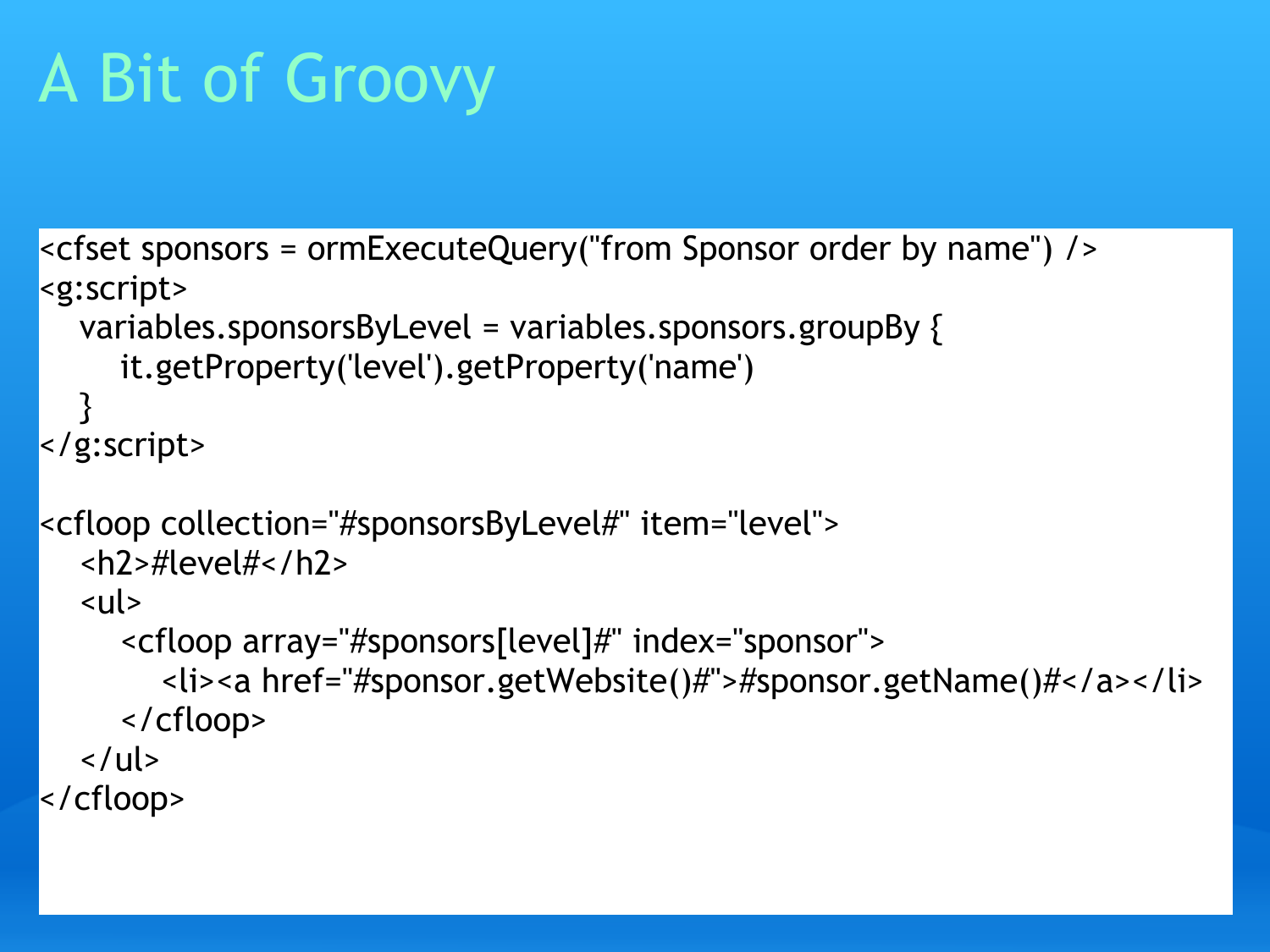# A Bit of Groovy

```
<cfset sponsors = ormExecuteQuery("from Sponsor order by name") />
<g:script>
   variables.sponsorsByLevel = variables.sponsors.groupBy {
      it.getProperty('level').getProperty('name')
   }
</g:script>

<cfloop collection="#sponsorsByLevel#" item="level">
   <h2>#level#</h2>
   <ul>
      <cfloop array="#sponsors[level]#" index="sponsor">
         <li><a href="#sponsor.getWebsite()#">#sponsor.getName()#</a></li>
      </cfloop>
   </ul>
</cfloop>
```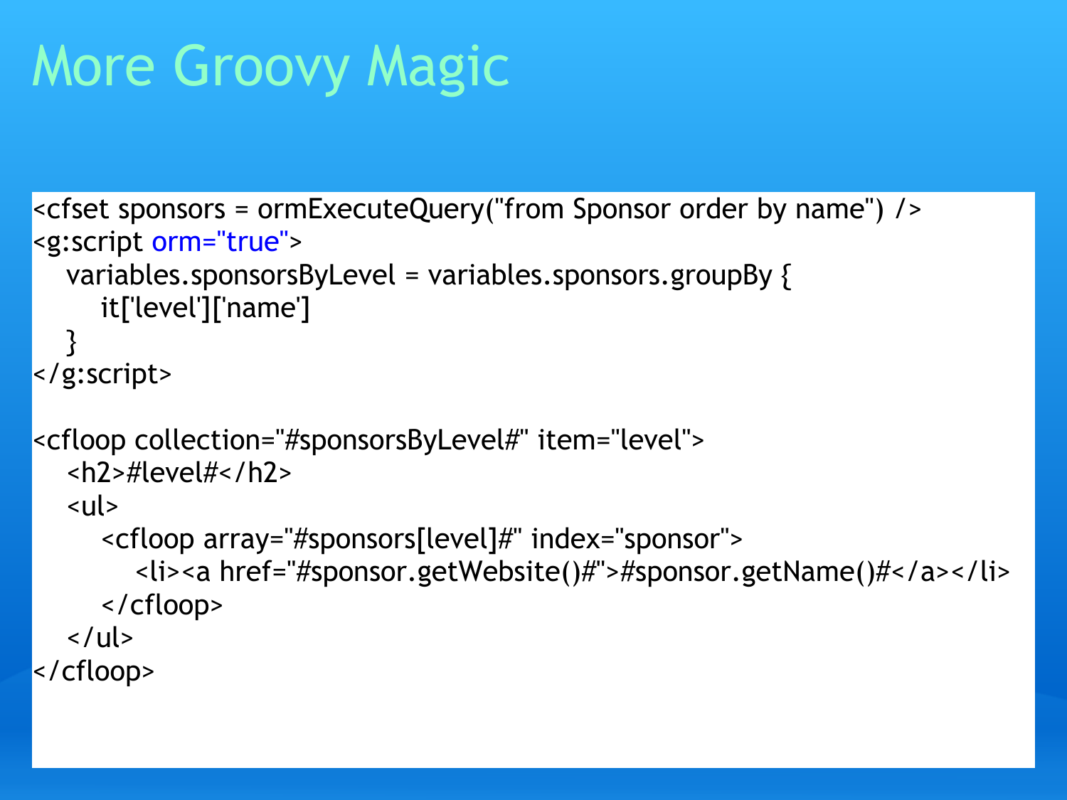# More Groovy Magic

```
<cfset sponsors = ormExecuteQuery("from Sponsor order by name") />
<g:script orm="true">
   variables.sponsorsByLevel = variables.sponsors.groupBy {
      it['level']['name']
   }
</g:script>

<cfloop collection="#sponsorsByLevel#" item="level">
   <h2>#level#</h2>
   <ul>
      <cfloop array="#sponsors[level]#" index="sponsor">
         <li><a href="#sponsor.getWebsite()#">#sponsor.getName()#</a></li>
      </cfloop>
   </ul>
</cfloop>
```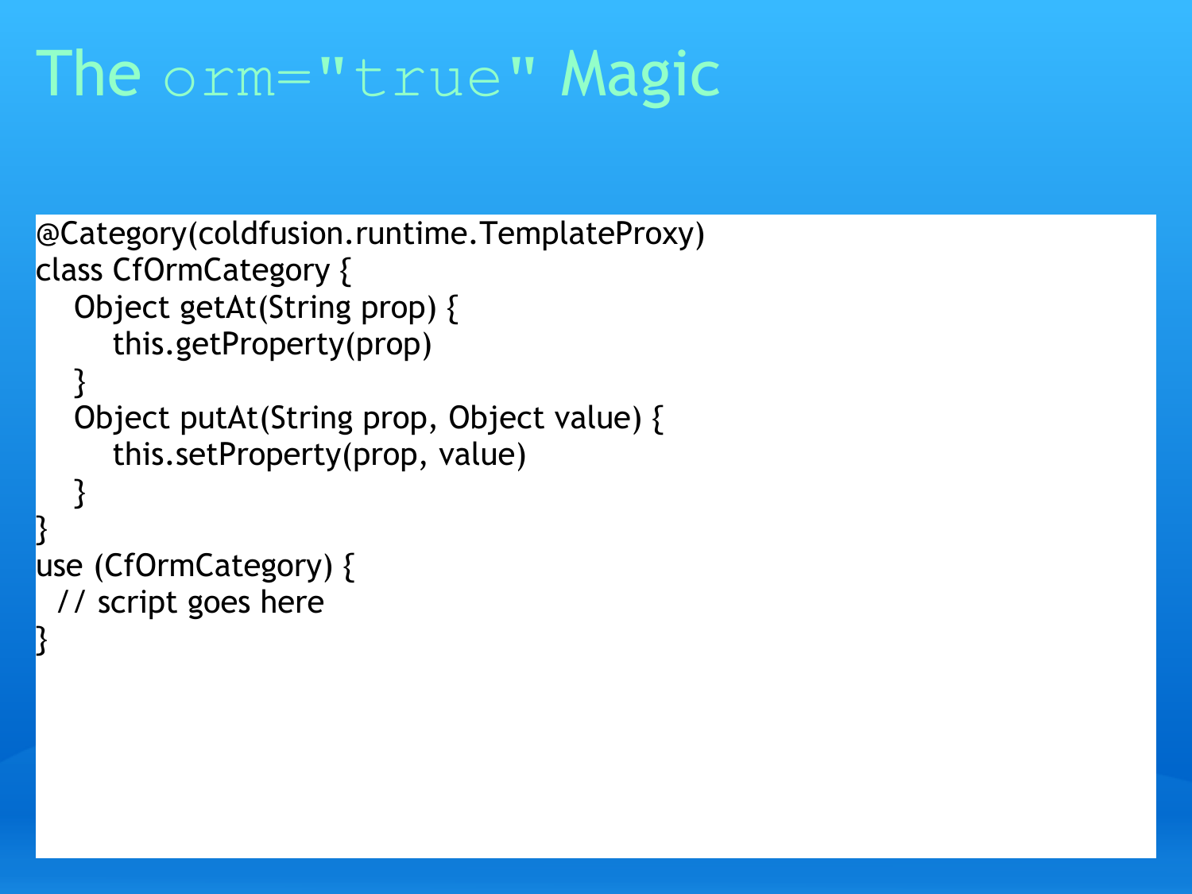# The `orm="true"` Magic

```
@Category(coldfusion.runtime.TemplateProxy)
class CfOrmCategory {
    Object getAt(String prop) {
        this.getProperty(prop)
    }
    Object putAt(String prop, Object value) {
        this.setProperty(prop, value)
    }
}
use (CfOrmCategory) {
  // script goes here
}
```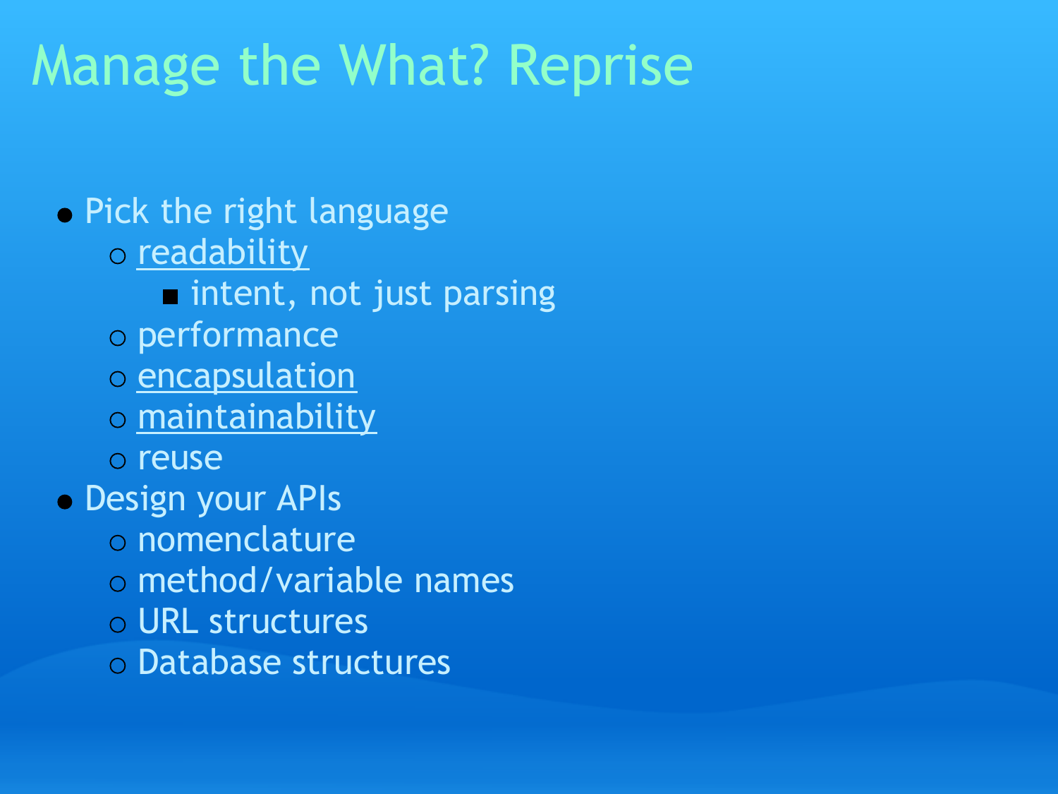# Manage the What? Reprise

- Pick the right language
  - readability
    - intent, not just parsing
  - performance
  - encapsulation
  - maintainability
  - reuse
- Design your APIs
  - nomenclature
  - method/variable names
  - URL structures
  - Database structures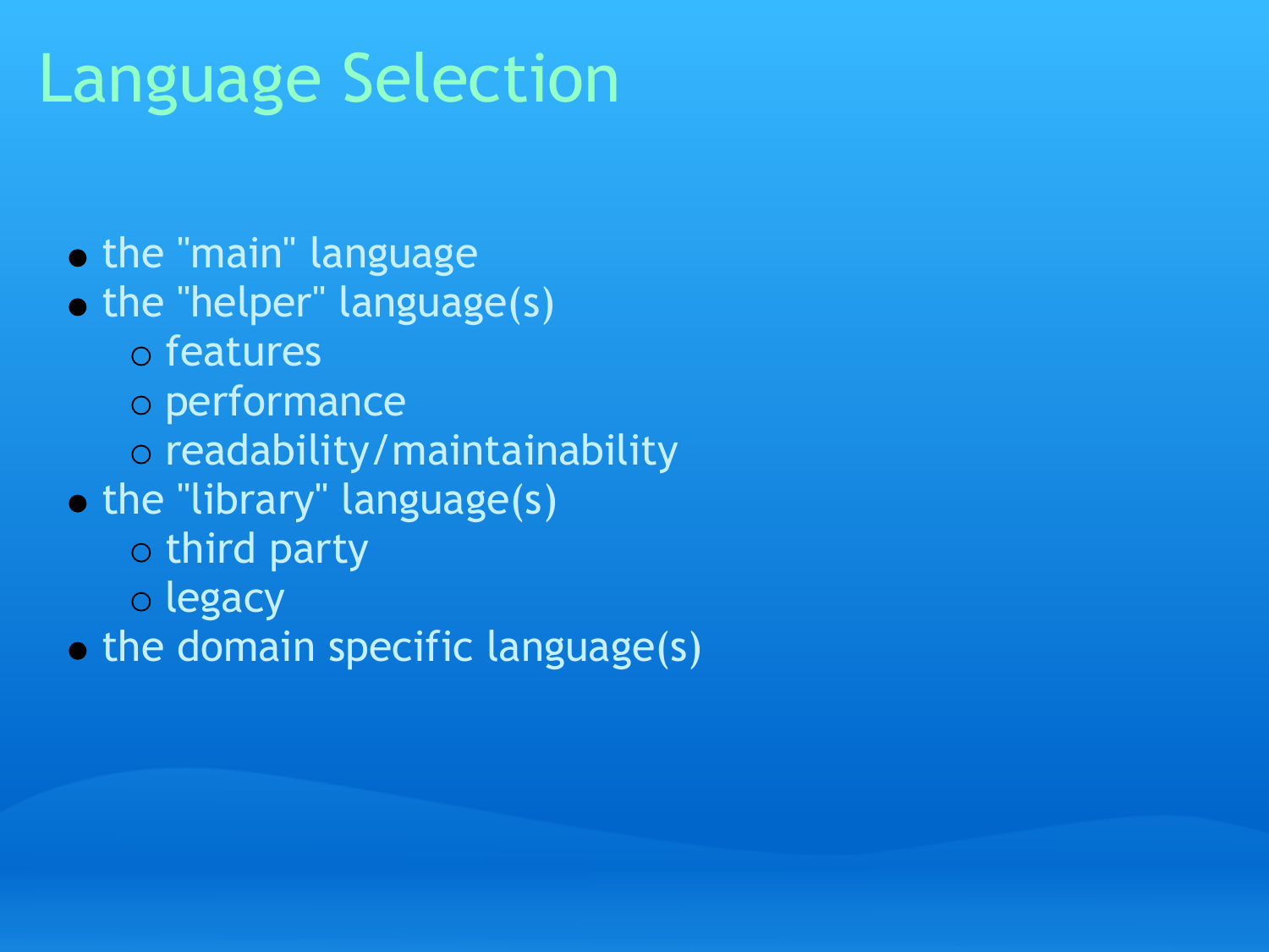# Language Selection

- the "main" language
- the "helper" language(s)
  - features
  - performance
  - readability/maintainability
- the "library" language(s)
  - third party
  - legacy
- the domain specific language(s)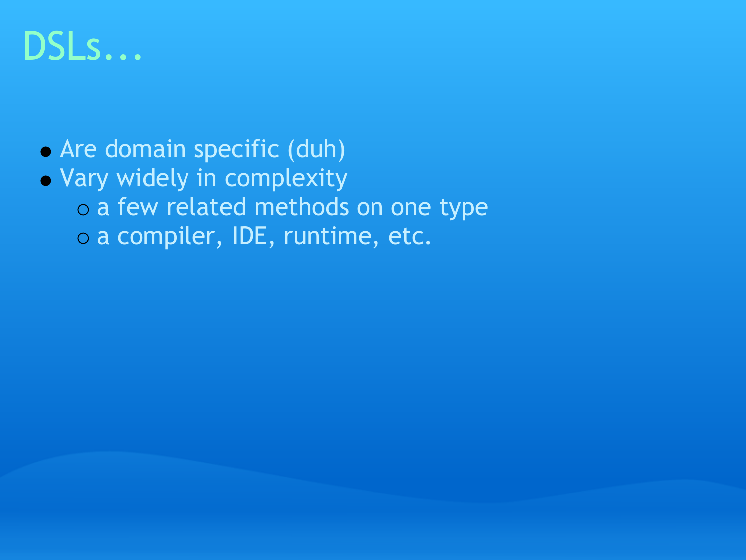# DSLs...

- Are domain specific (duh)
- Vary widely in complexity
  - a few related methods on one type
  - a compiler, IDE, runtime, etc.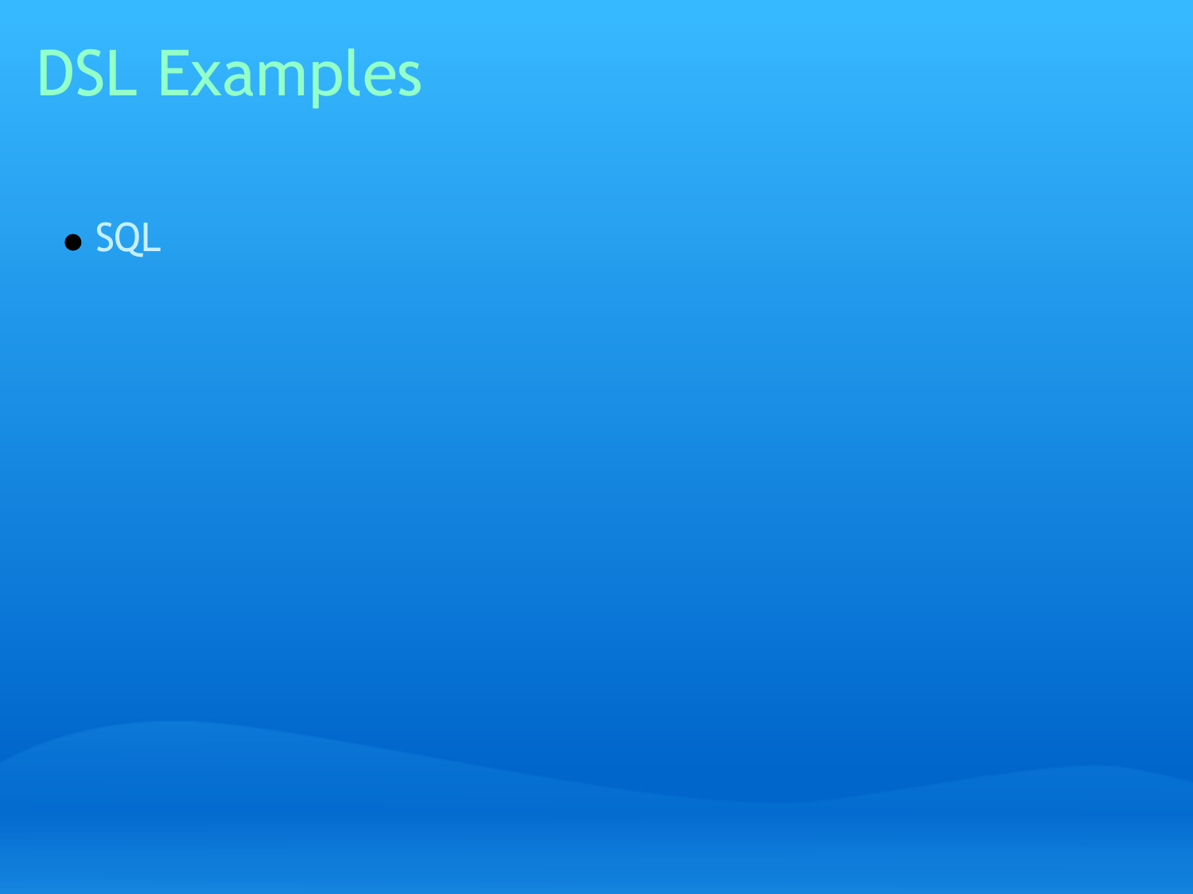# DSL Examples

- SQL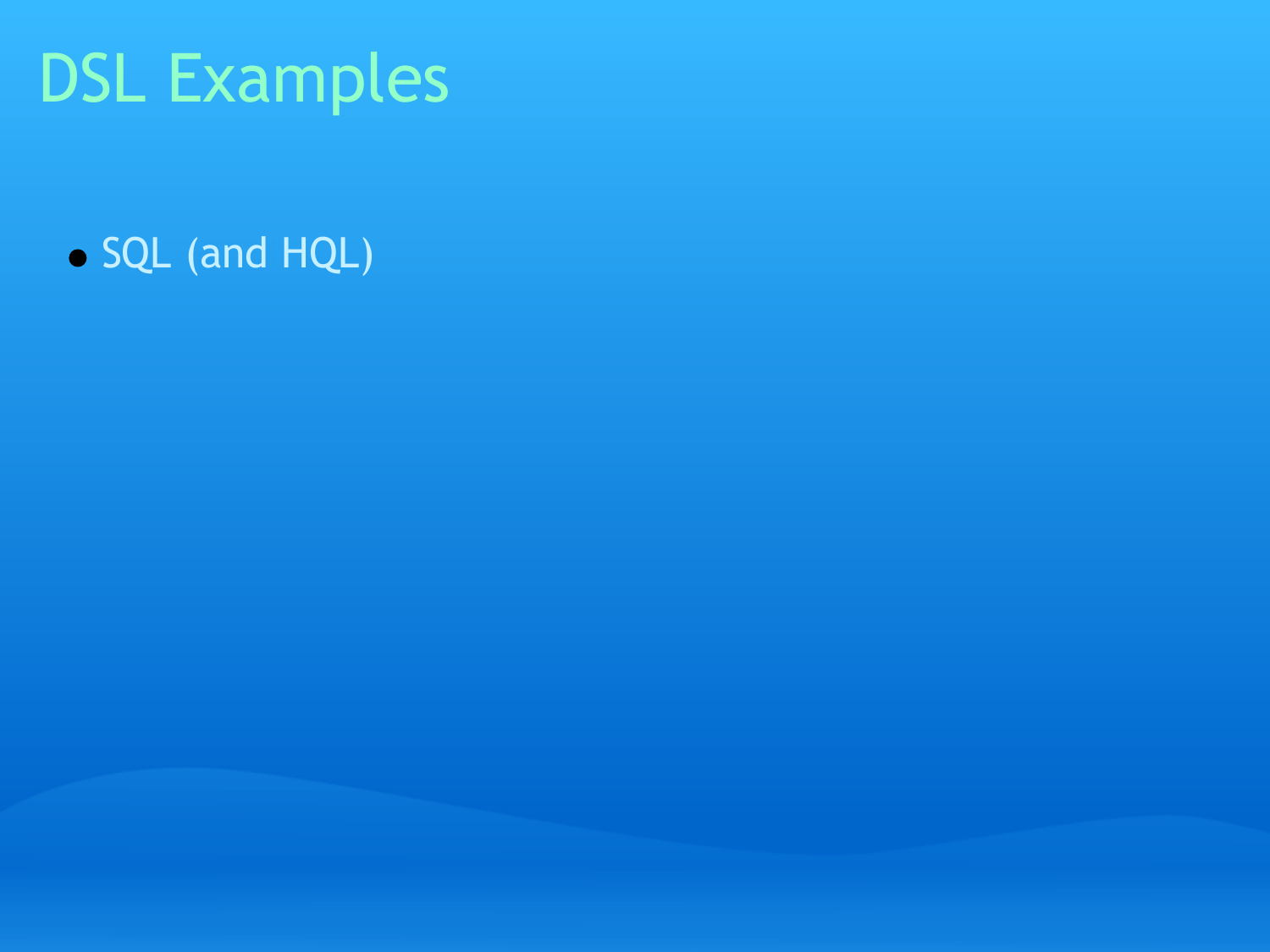# DSL Examples

- SQL (and HQL)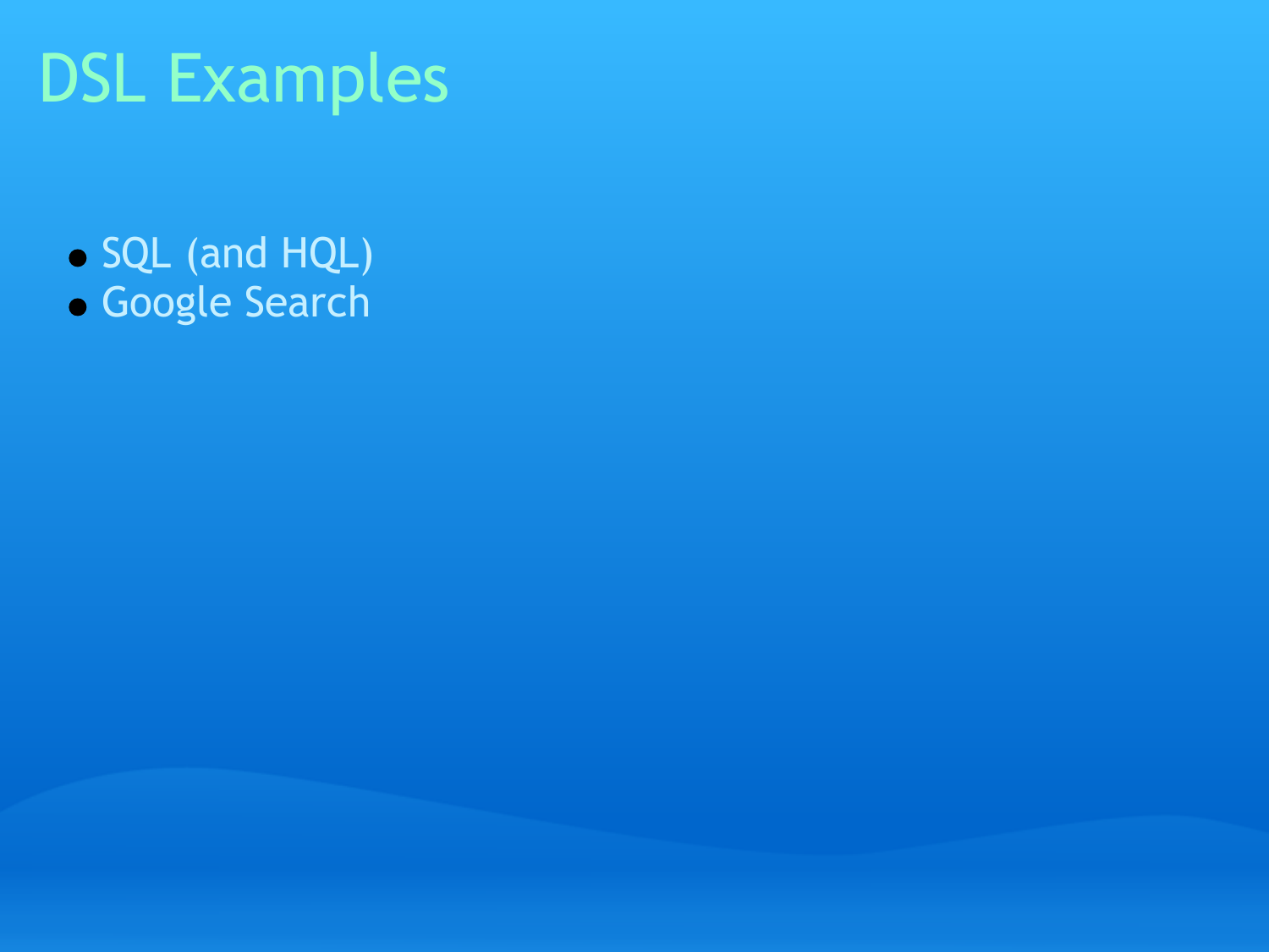# DSL Examples

- SQL (and HQL)
- Google Search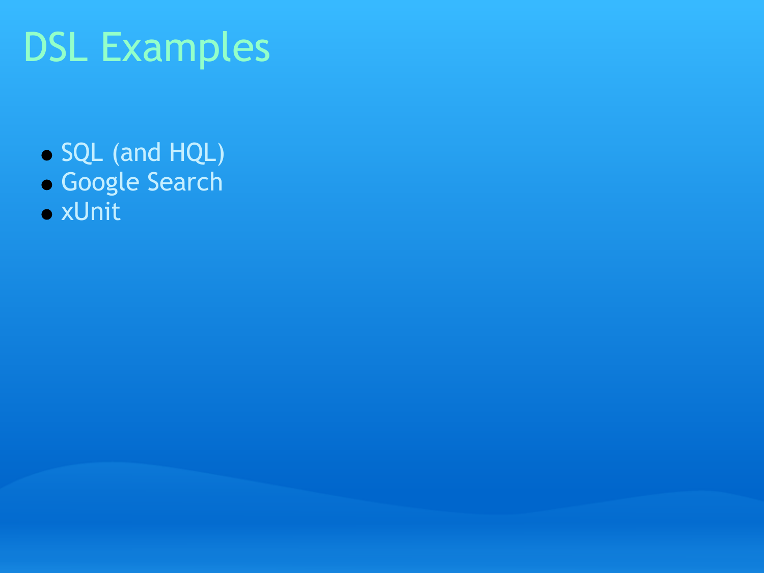# DSL Examples

- SQL (and HQL)
- Google Search
- xUnit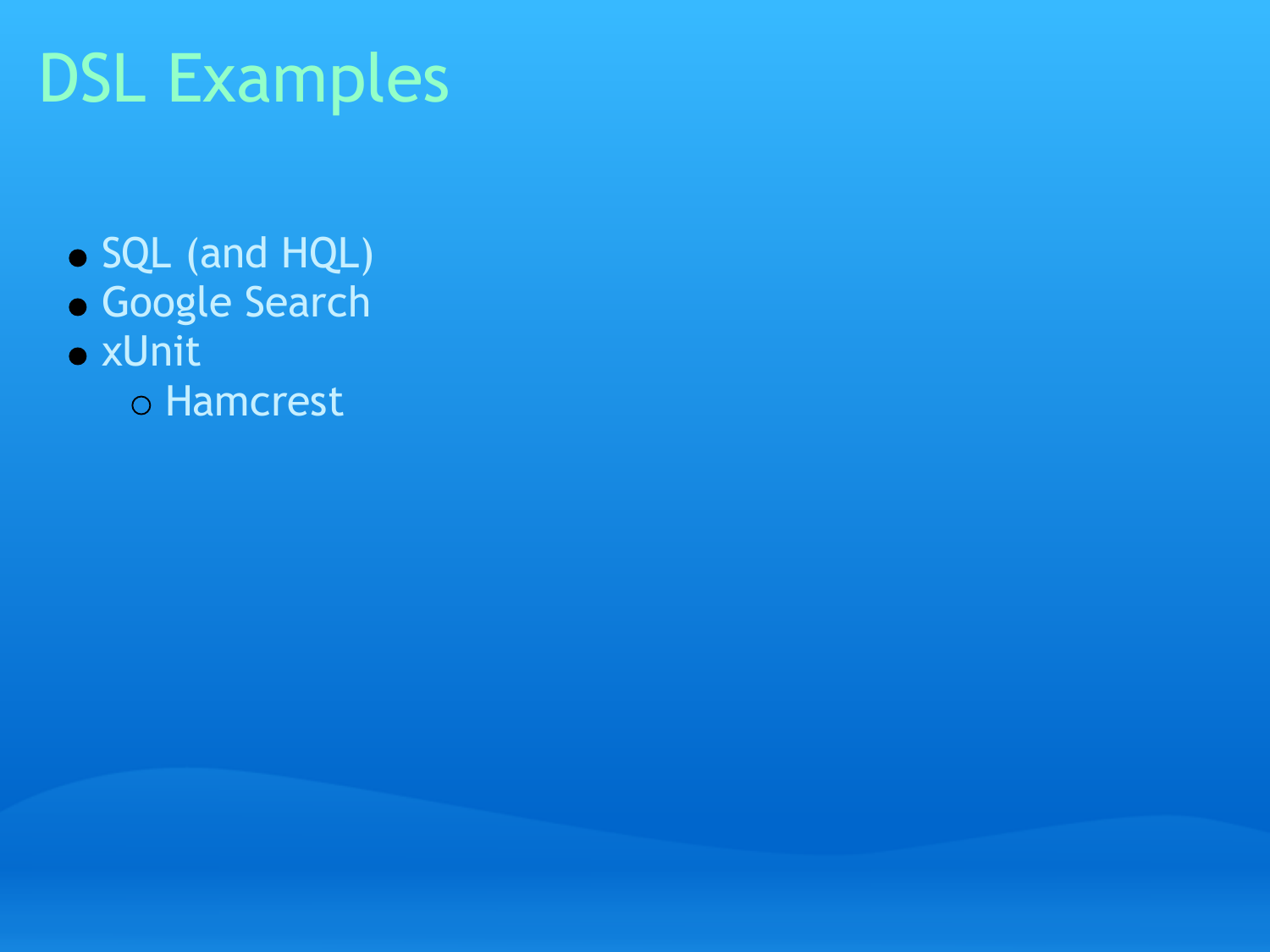# DSL Examples

- SQL (and HQL)
- Google Search
- xUnit
  - Hamcrest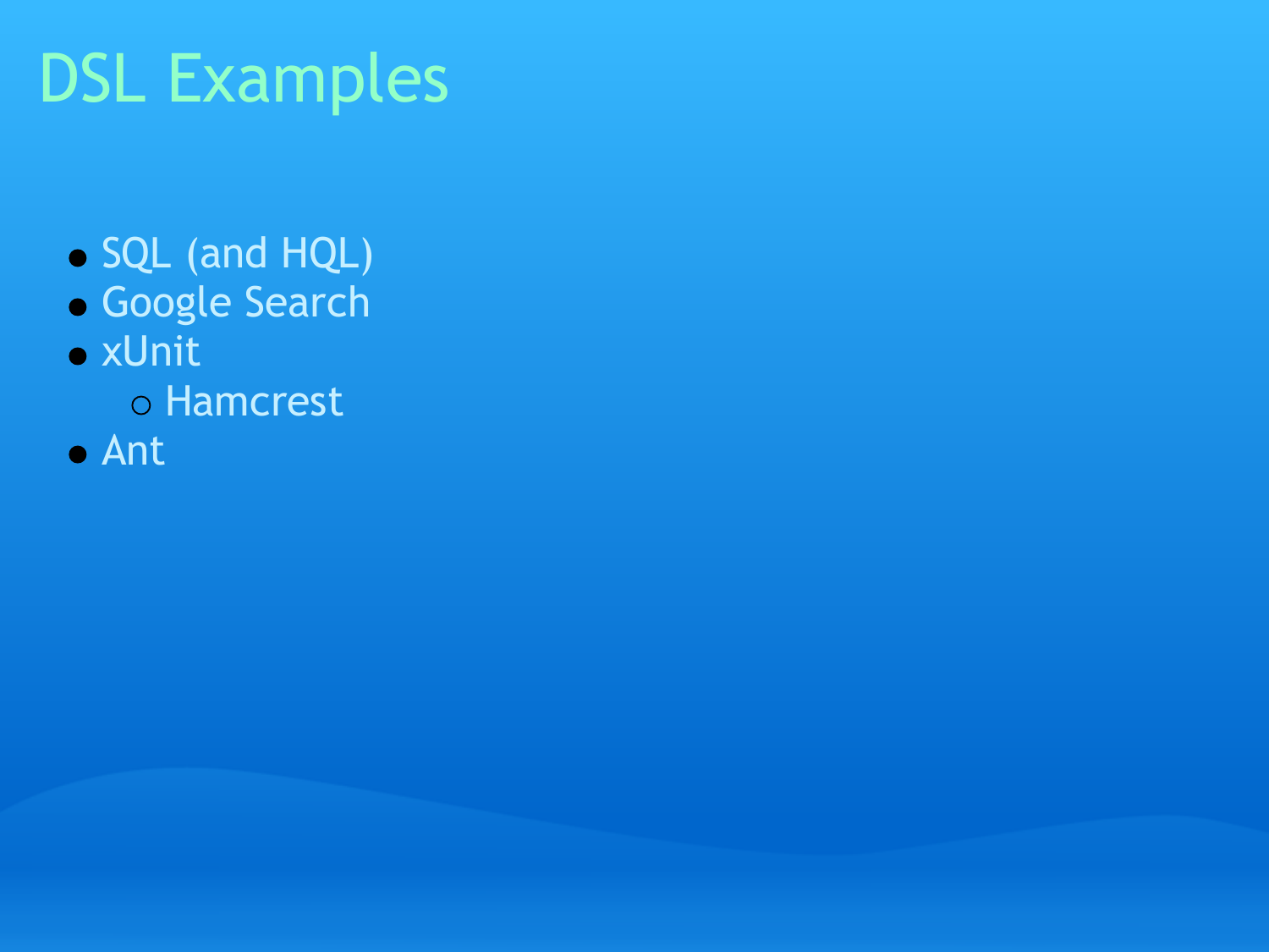# DSL Examples

- SQL (and HQL)
- Google Search
- xUnit
  - Hamcrest
- Ant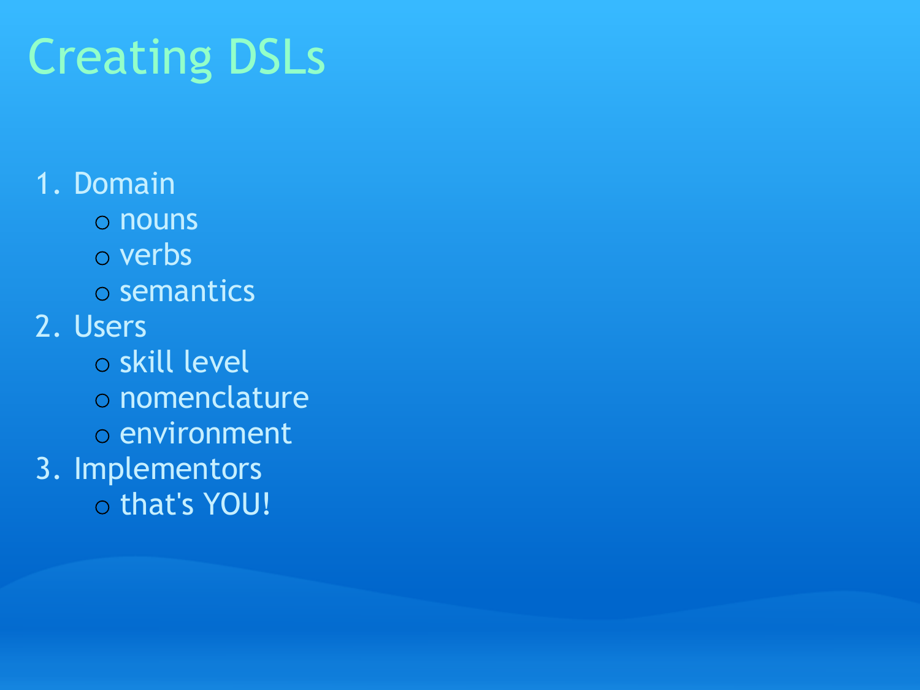# Creating DSLs

1. Domain
   - nouns
   - verbs
   - semantics
2. Users
   - skill level
   - nomenclature
   - environment
3. Implementors
   - that's YOU!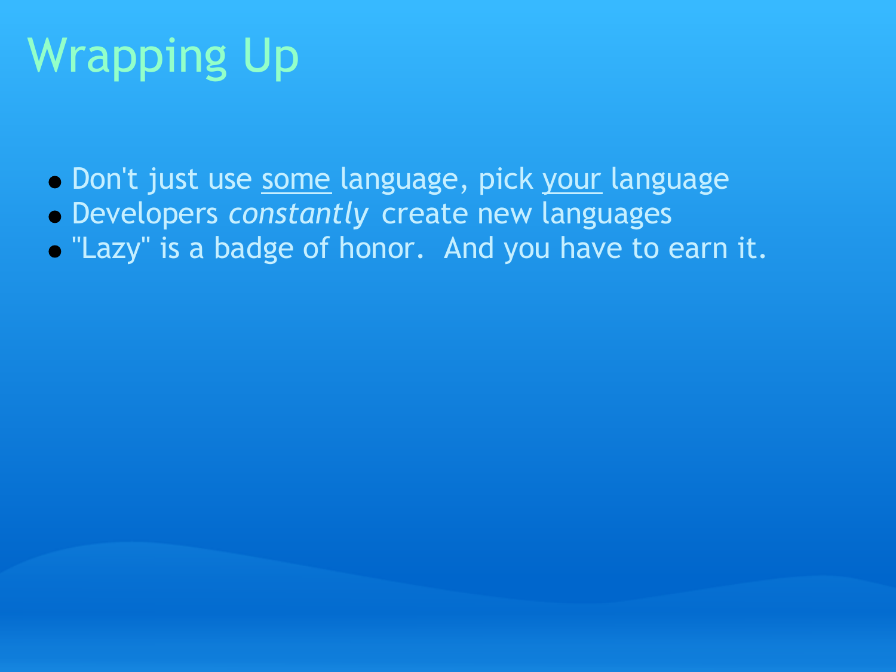# Wrapping Up

- Don't just use <u>some</u> language, pick <u>your</u> language
- Developers *constantly* create new languages
- "Lazy" is a badge of honor.  And you have to earn it.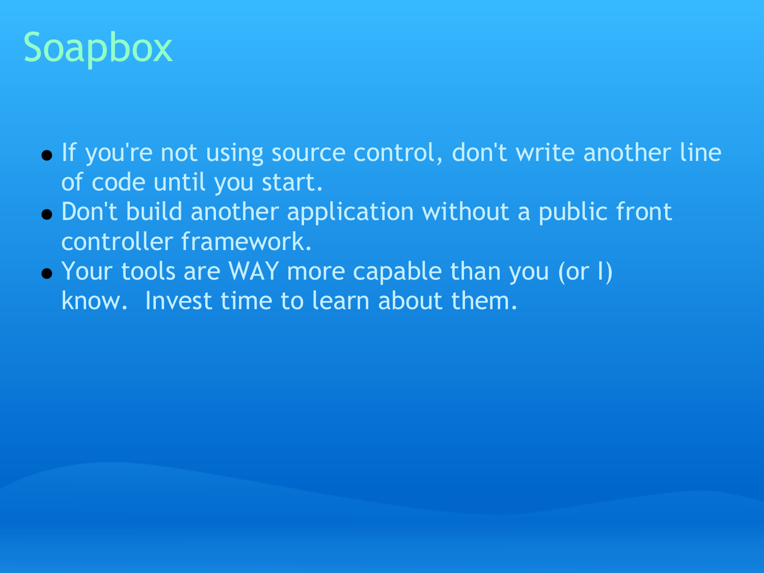# Soapbox

- If you're not using source control, don't write another line of code until you start.
- Don't build another application without a public front controller framework.
- Your tools are WAY more capable than you (or I) know. Invest time to learn about them.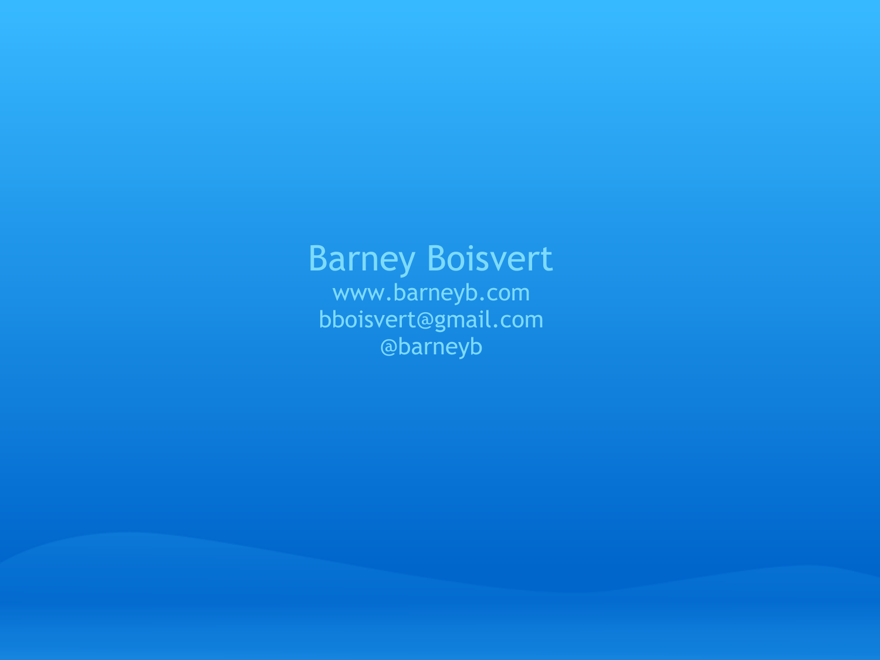Barney Boisvert

www.barneyb.com

bboisvert@gmail.com

@barneyb